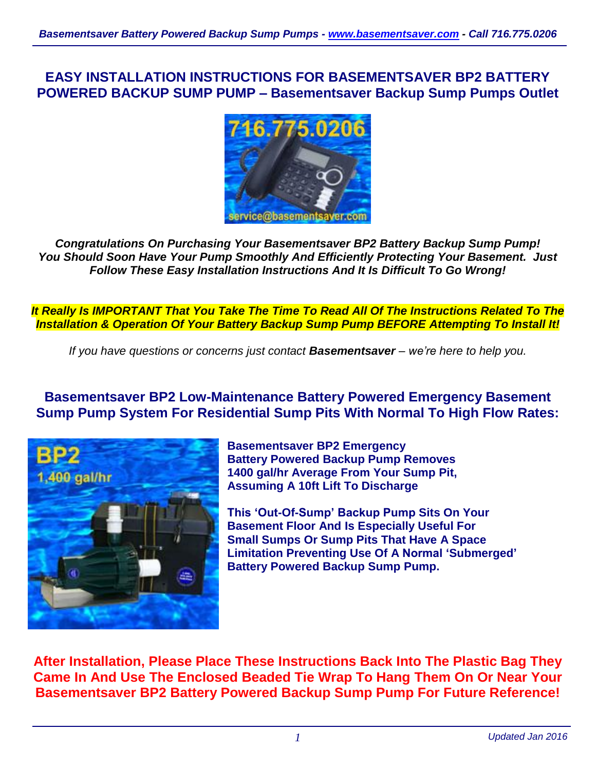# EASY INSTALLATION INSTRUCTIONS FOR BASEMENTSAVER BP2 BATTERY POWERED BACKUP SUMP PUMP – Basementsaver Backup Sump Pumps Outlet

***Congratulations On Purchasing Your Basementsaver BP2 Battery Backup Sump Pump! You Should Soon Have Your Pump Smoothly And Efficiently Protecting Your Basement. Just Follow These Easy Installation Instructions And It Is Difficult To Go Wrong!***

***It Really Is IMPORTANT That You Take The Time To Read All Of The Instructions Related To The Installation & Operation Of Your Battery Backup Sump Pump BEFORE Attempting To Install It!***

*If you have questions or concerns just contact **Basementsaver** – we're here to help you.*

## Basementsaver BP2 Low-Maintenance Battery Powered Emergency Basement Sump Pump System For Residential Sump Pits With Normal To High Flow Rates:

**Basementsaver BP2 Emergency Battery Powered Backup Pump Removes 1400 gal/hr Average From Your Sump Pit, Assuming A 10ft Lift To Discharge**

**This 'Out-Of-Sump' Backup Pump Sits On Your Basement Floor And Is Especially Useful For Small Sumps Or Sump Pits That Have A Space Limitation Preventing Use Of A Normal 'Submerged' Battery Powered Backup Sump Pump.**

**After Installation, Please Place These Instructions Back Into The Plastic Bag They Came In And Use The Enclosed Beaded Tie Wrap To Hang Them On Or Near Your Basementsaver BP2 Battery Powered Backup Sump Pump For Future Reference!**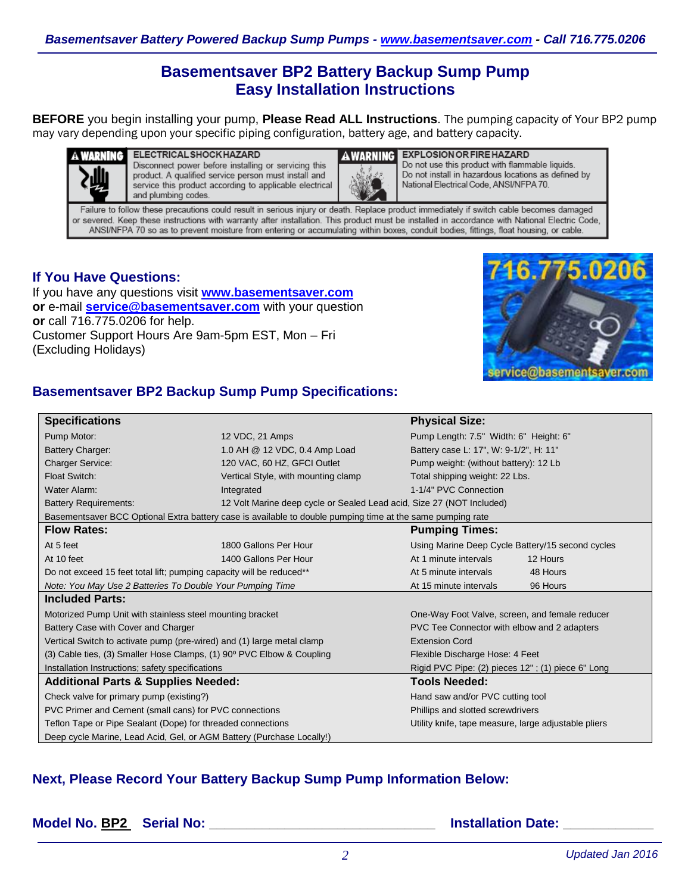# Basementsaver BP2 Battery Backup Sump Pump
# Easy Installation Instructions

**BEFORE** you begin installing your pump, **Please Read ALL Instructions**. The pumping capacity of Your BP2 pump may vary depending upon your specific piping configuration, battery age, and battery capacity.

**⚠WARNING** **ELECTRICAL SHOCK HAZARD**
Disconnect power before installing or servicing this product. A qualified service person must install and service this product according to applicable electrical and plumbing codes.

**⚠WARNING** **EXPLOSION OR FIRE HAZARD**
Do not use this product with flammable liquids. Do not install in hazardous locations as defined by National Electrical Code, ANSI/NFPA 70.

Failure to follow these precautions could result in serious injury or death. Replace product immediately if switch cable becomes damaged or severed. Keep these instructions with warranty after installation. This product must be installed in accordance with National Electric Code, ANSI/NFPA 70 so as to prevent moisture from entering or accumulating within boxes, conduit bodies, fittings, float housing, or cable.

### If You Have Questions:

If you have any questions visit **www.basementsaver.com**
**or** e-mail **service@basementsaver.com** with your question
**or** call 716.775.0206 for help.
Customer Support Hours Are 9am-5pm EST, Mon – Fri
(Excluding Holidays)

716.775.0206
service@basementsaver.com

### Basementsaver BP2 Backup Sump Pump Specifications:

| **Specifications** | | **Physical Size:** | |
|---|---|---|---|
| Pump Motor: | 12 VDC, 21 Amps | Pump Length: 7.5" Width: 6" Height: 6" | |
| Battery Charger: | 1.0 AH @ 12 VDC, 0.4 Amp Load | Battery case L: 17", W: 9-1/2", H: 11" | |
| Charger Service: | 120 VAC, 60 HZ, GFCI Outlet | Pump weight: (without battery): 12 Lb | |
| Float Switch: | Vertical Style, with mounting clamp | Total shipping weight: 22 Lbs. | |
| Water Alarm: | Integrated | 1-1/4" PVC Connection | |
| Battery Requirements: | 12 Volt Marine deep cycle or Sealed Lead acid, Size 27 (NOT Included) | | |
| Basementsaver BCC Optional Extra battery case is available to double pumping time at the same pumping rate | | | |
| **Flow Rates:** | | **Pumping Times:** | |
| | | Using Marine Deep Cycle Battery/15 second cycles | |
| At 5 feet | 1800 Gallons Per Hour | At 1 minute intervals | 12 Hours |
| At 10 feet | 1400 Gallons Per Hour | At 5 minute intervals | 48 Hours |
| Do not exceed 15 feet total lift; pumping capacity will be reduced** | | At 15 minute intervals | 96 Hours |
| *Note: You May Use 2 Batteries To Double Your Pumping Time* | | | |
| **Included Parts:** | | | |
| Motorized Pump Unit with stainless steel mounting bracket | | One-Way Foot Valve, screen, and female reducer | |
| Battery Case with Cover and Charger | | PVC Tee Connector with elbow and 2 adapters | |
| Vertical Switch to activate pump (pre-wired) and (1) large metal clamp | | Extension Cord | |
| (3) Cable ties, (3) Smaller Hose Clamps, (1) 90º PVC Elbow & Coupling | | Flexible Discharge Hose: 4 Feet | |
| Installation Instructions; safety specifications | | Rigid PVC Pipe: (2) pieces 12" ; (1) piece 6" Long | |
| **Additional Parts & Supplies Needed:** | | **Tools Needed:** | |
| Check valve for primary pump (existing?) | | Hand saw and/or PVC cutting tool | |
| PVC Primer and Cement (small cans) for PVC connections | | Phillips and slotted screwdrivers | |
| Teflon Tape or Pipe Sealant (Dope) for threaded connections | | Utility knife, tape measure, large adjustable pliers | |
| Deep cycle Marine, Lead Acid, Gel, or AGM Battery (Purchase Locally!) | | | |

### Next, Please Record Your Battery Backup Sump Pump Information Below:

**Model No. BP2 Serial No: ______________________________ Installation Date: ____________**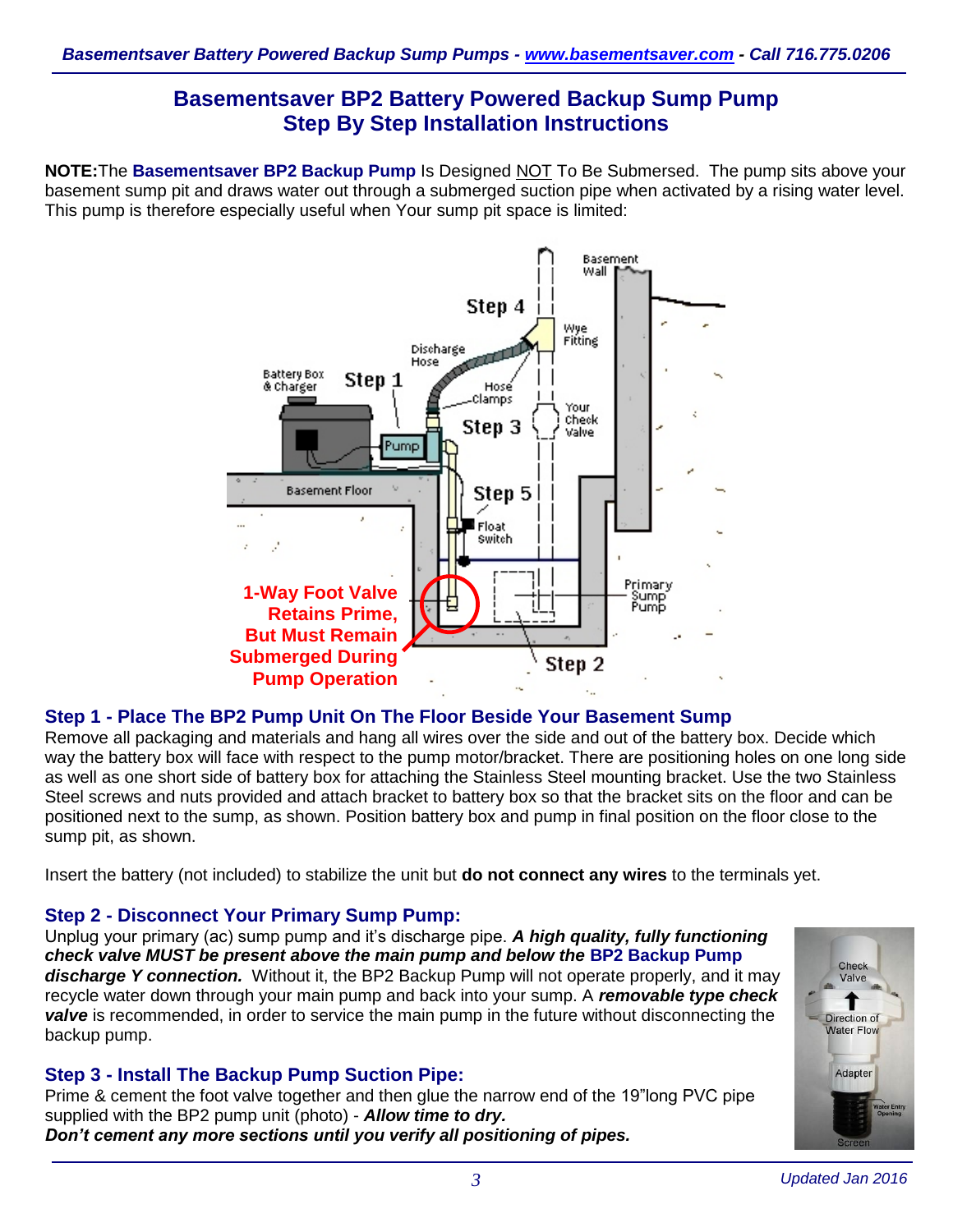# Basementsaver BP2 Battery Powered Backup Sump Pump
# Step By Step Installation Instructions

**NOTE:** The **Basementsaver BP2 Backup Pump** Is Designed NOT To Be Submersed. The pump sits above your basement sump pit and draws water out through a submerged suction pipe when activated by a rising water level. This pump is therefore especially useful when Your sump pit space is limited:

**1-Way Foot Valve Retains Prime, But Must Remain Submerged During Pump Operation**

## Step 1 - Place The BP2 Pump Unit On The Floor Beside Your Basement Sump

Remove all packaging and materials and hang all wires over the side and out of the battery box. Decide which way the battery box will face with respect to the pump motor/bracket. There are positioning holes on one long side as well as one short side of battery box for attaching the Stainless Steel mounting bracket. Use the two Stainless Steel screws and nuts provided and attach bracket to battery box so that the bracket sits on the floor and can be positioned next to the sump, as shown. Position battery box and pump in final position on the floor close to the sump pit, as shown.

Insert the battery (not included) to stabilize the unit but **do not connect any wires** to the terminals yet.

## Step 2 - Disconnect Your Primary Sump Pump:

Unplug your primary (ac) sump pump and it's discharge pipe. ***A high quality, fully functioning check valve MUST be present above the main pump and below the BP2 Backup Pump discharge Y connection.*** Without it, the BP2 Backup Pump will not operate properly, and it may recycle water down through your main pump and back into your sump. A ***removable type check valve*** is recommended, in order to service the main pump in the future without disconnecting the backup pump.

## Step 3 - Install The Backup Pump Suction Pipe:

Prime & cement the foot valve together and then glue the narrow end of the 19"long PVC pipe supplied with the BP2 pump unit (photo) - ***Allow time to dry.***
***Don't cement any more sections until you verify all positioning of pipes.***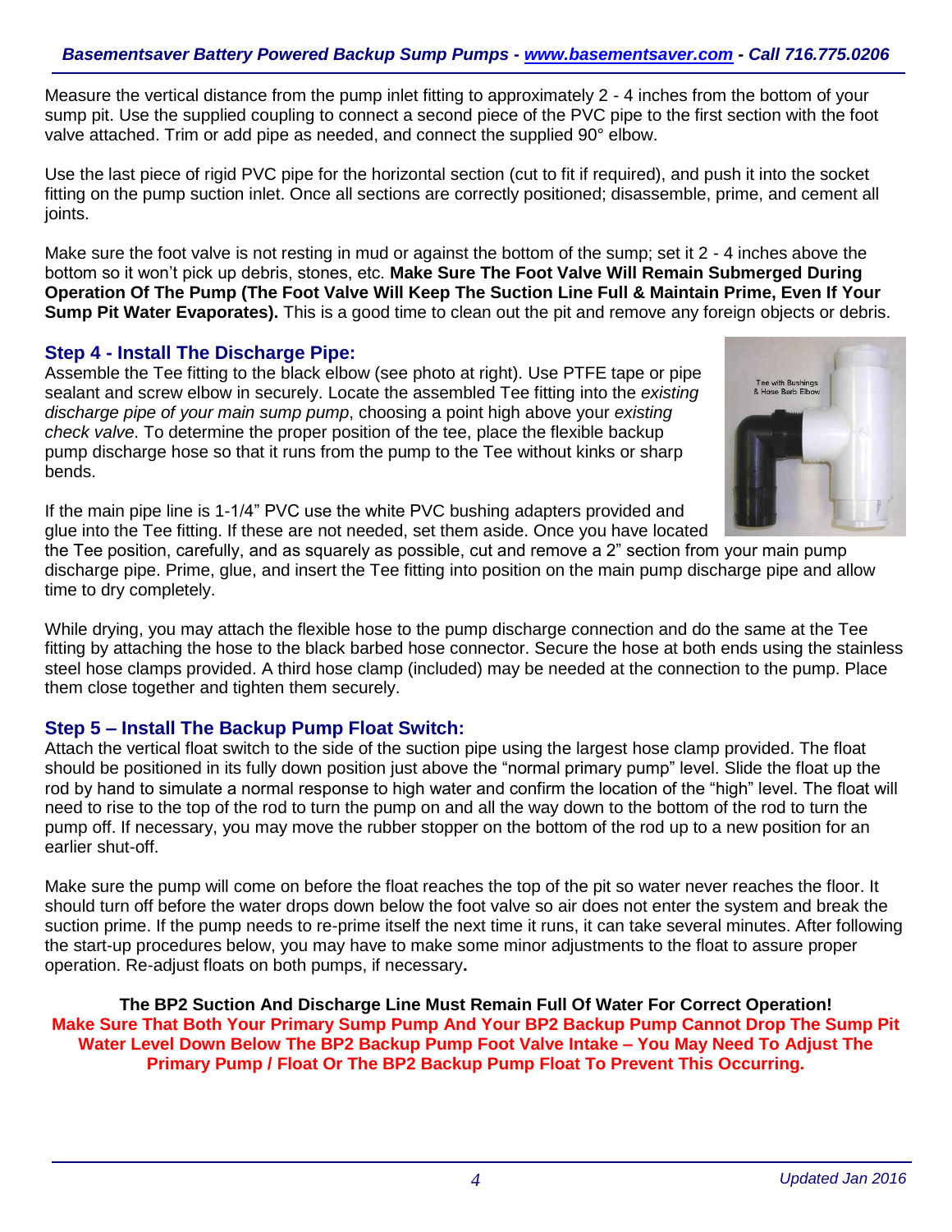Measure the vertical distance from the pump inlet fitting to approximately 2 - 4 inches from the bottom of your sump pit. Use the supplied coupling to connect a second piece of the PVC pipe to the first section with the foot valve attached. Trim or add pipe as needed, and connect the supplied 90° elbow.

Use the last piece of rigid PVC pipe for the horizontal section (cut to fit if required), and push it into the socket fitting on the pump suction inlet. Once all sections are correctly positioned; disassemble, prime, and cement all joints.

Make sure the foot valve is not resting in mud or against the bottom of the sump; set it 2 - 4 inches above the bottom so it won't pick up debris, stones, etc. **Make Sure The Foot Valve Will Remain Submerged During Operation Of The Pump (The Foot Valve Will Keep The Suction Line Full & Maintain Prime, Even If Your Sump Pit Water Evaporates).** This is a good time to clean out the pit and remove any foreign objects or debris.

## Step 4 - Install The Discharge Pipe:

Assemble the Tee fitting to the black elbow (see photo at right). Use PTFE tape or pipe sealant and screw elbow in securely. Locate the assembled Tee fitting into the *existing discharge pipe of your main sump pump*, choosing a point high above your *existing check valve*. To determine the proper position of the tee, place the flexible backup pump discharge hose so that it runs from the pump to the Tee without kinks or sharp bends.

Tee with Bushings & Hose Barb Elbow

If the main pipe line is 1-1/4" PVC use the white PVC bushing adapters provided and glue into the Tee fitting. If these are not needed, set them aside. Once you have located the Tee position, carefully, and as squarely as possible, cut and remove a 2" section from your main pump discharge pipe. Prime, glue, and insert the Tee fitting into position on the main pump discharge pipe and allow time to dry completely.

While drying, you may attach the flexible hose to the pump discharge connection and do the same at the Tee fitting by attaching the hose to the black barbed hose connector. Secure the hose at both ends using the stainless steel hose clamps provided. A third hose clamp (included) may be needed at the connection to the pump. Place them close together and tighten them securely.

## Step 5 – Install The Backup Pump Float Switch:

Attach the vertical float switch to the side of the suction pipe using the largest hose clamp provided. The float should be positioned in its fully down position just above the "normal primary pump" level. Slide the float up the rod by hand to simulate a normal response to high water and confirm the location of the "high" level. The float will need to rise to the top of the rod to turn the pump on and all the way down to the bottom of the rod to turn the pump off. If necessary, you may move the rubber stopper on the bottom of the rod up to a new position for an earlier shut-off.

Make sure the pump will come on before the float reaches the top of the pit so water never reaches the floor. It should turn off before the water drops down below the foot valve so air does not enter the system and break the suction prime. If the pump needs to re-prime itself the next time it runs, it can take several minutes. After following the start-up procedures below, you may have to make some minor adjustments to the float to assure proper operation. Re-adjust floats on both pumps, if necessary**.**

**The BP2 Suction And Discharge Line Must Remain Full Of Water For Correct Operation!**
**Make Sure That Both Your Primary Sump Pump And Your BP2 Backup Pump Cannot Drop The Sump Pit Water Level Down Below The BP2 Backup Pump Foot Valve Intake – You May Need To Adjust The Primary Pump / Float Or The BP2 Backup Pump Float To Prevent This Occurring.**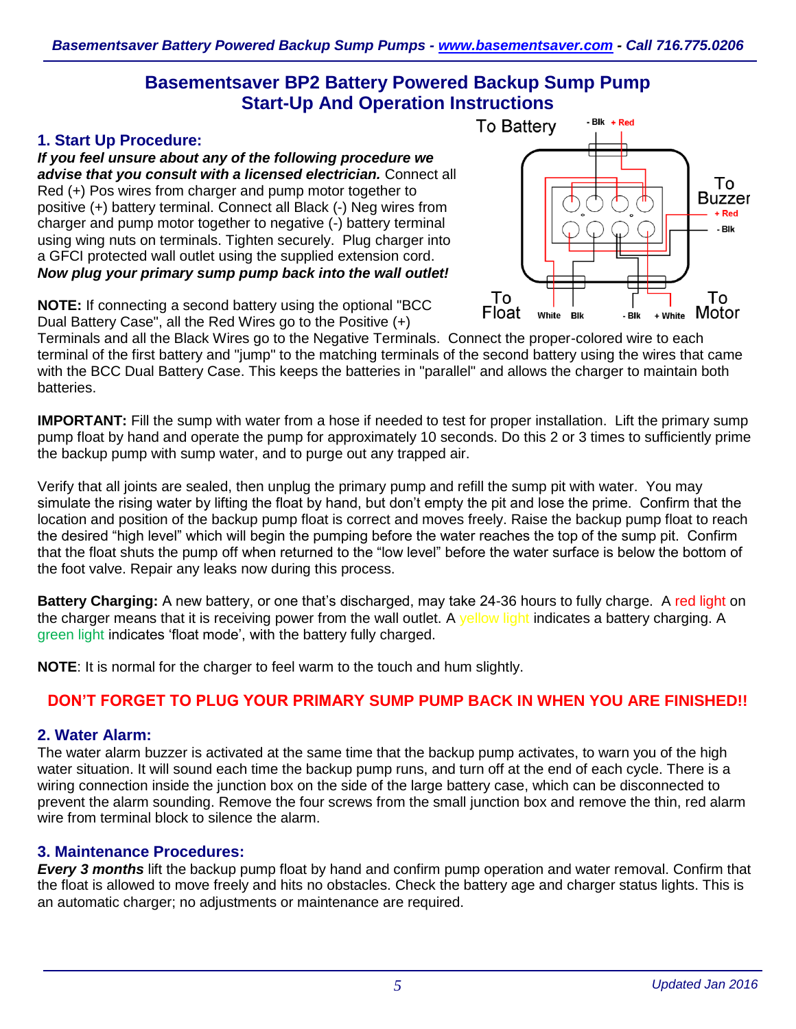# Basementsaver BP2 Battery Powered Backup Sump Pump
# Start-Up And Operation Instructions

## 1. Start Up Procedure:

***If you feel unsure about any of the following procedure we advise that you consult with a licensed electrician.*** Connect all Red (+) Pos wires from charger and pump motor together to positive (+) battery terminal. Connect all Black (-) Neg wires from charger and pump motor together to negative (-) battery terminal using wing nuts on terminals. Tighten securely. Plug charger into a GFCI protected wall outlet using the supplied extension cord. ***Now plug your primary sump pump back into the wall outlet!***

To Battery: - Blk, + Red
To Buzzer: + Red, - Blk
To Float: White, Blk
To Motor: - Blk, + White

**NOTE:** If connecting a second battery using the optional "BCC Dual Battery Case", all the Red Wires go to the Positive (+) Terminals and all the Black Wires go to the Negative Terminals. Connect the proper-colored wire to each terminal of the first battery and "jump" to the matching terminals of the second battery using the wires that came with the BCC Dual Battery Case. This keeps the batteries in "parallel" and allows the charger to maintain both batteries.

**IMPORTANT:** Fill the sump with water from a hose if needed to test for proper installation. Lift the primary sump pump float by hand and operate the pump for approximately 10 seconds. Do this 2 or 3 times to sufficiently prime the backup pump with sump water, and to purge out any trapped air.

Verify that all joints are sealed, then unplug the primary pump and refill the sump pit with water. You may simulate the rising water by lifting the float by hand, but don't empty the pit and lose the prime. Confirm that the location and position of the backup pump float is correct and moves freely. Raise the backup pump float to reach the desired "high level" which will begin the pumping before the water reaches the top of the sump pit. Confirm that the float shuts the pump off when returned to the "low level" before the water surface is below the bottom of the foot valve. Repair any leaks now during this process.

**Battery Charging:** A new battery, or one that's discharged, may take 24-36 hours to fully charge. A red light on the charger means that it is receiving power from the wall outlet. A yellow light indicates a battery charging. A green light indicates 'float mode', with the battery fully charged.

**NOTE**: It is normal for the charger to feel warm to the touch and hum slightly.

**DON'T FORGET TO PLUG YOUR PRIMARY SUMP PUMP BACK IN WHEN YOU ARE FINISHED!!**

## 2. Water Alarm:

The water alarm buzzer is activated at the same time that the backup pump activates, to warn you of the high water situation. It will sound each time the backup pump runs, and turn off at the end of each cycle. There is a wiring connection inside the junction box on the side of the large battery case, which can be disconnected to prevent the alarm sounding. Remove the four screws from the small junction box and remove the thin, red alarm wire from terminal block to silence the alarm.

## 3. Maintenance Procedures:

***Every 3 months*** lift the backup pump float by hand and confirm pump operation and water removal. Confirm that the float is allowed to move freely and hits no obstacles. Check the battery age and charger status lights. This is an automatic charger; no adjustments or maintenance are required.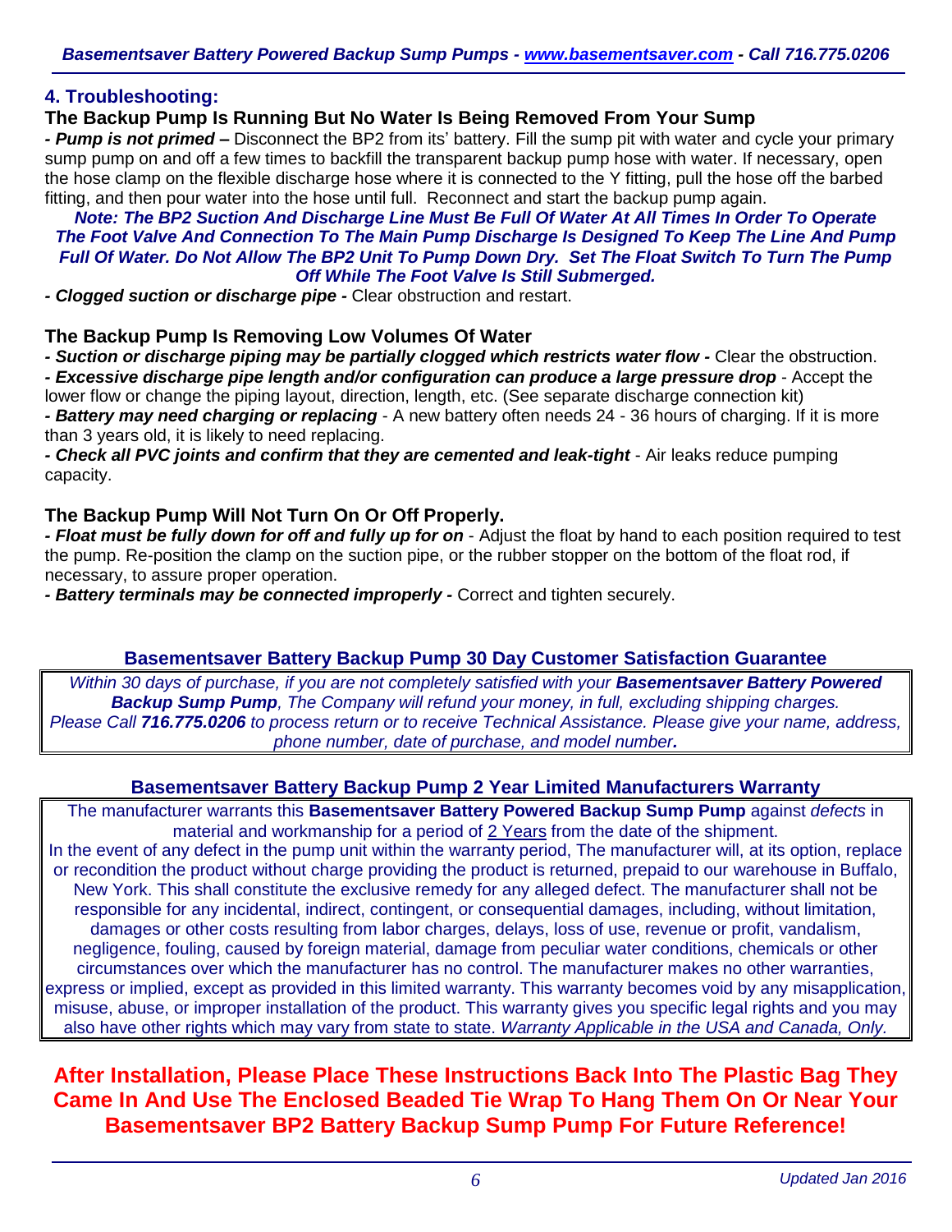## 4. Troubleshooting:

### The Backup Pump Is Running But No Water Is Being Removed From Your Sump

***- Pump is not primed –*** Disconnect the BP2 from its' battery. Fill the sump pit with water and cycle your primary sump pump on and off a few times to backfill the transparent backup pump hose with water. If necessary, open the hose clamp on the flexible discharge hose where it is connected to the Y fitting, pull the hose off the barbed fitting, and then pour water into the hose until full. Reconnect and start the backup pump again.

***Note: The BP2 Suction And Discharge Line Must Be Full Of Water At All Times In Order To Operate The Foot Valve And Connection To The Main Pump Discharge Is Designed To Keep The Line And Pump Full Of Water. Do Not Allow The BP2 Unit To Pump Down Dry. Set The Float Switch To Turn The Pump Off While The Foot Valve Is Still Submerged.***

***- Clogged suction or discharge pipe -*** Clear obstruction and restart.

### The Backup Pump Is Removing Low Volumes Of Water

***- Suction or discharge piping may be partially clogged which restricts water flow -*** Clear the obstruction.

***- Excessive discharge pipe length and/or configuration can produce a large pressure drop*** - Accept the lower flow or change the piping layout, direction, length, etc. (See separate discharge connection kit)

***- Battery may need charging or replacing*** - A new battery often needs 24 - 36 hours of charging. If it is more than 3 years old, it is likely to need replacing.

***- Check all PVC joints and confirm that they are cemented and leak-tight*** - Air leaks reduce pumping capacity.

### The Backup Pump Will Not Turn On Or Off Properly.

***- Float must be fully down for off and fully up for on*** - Adjust the float by hand to each position required to test the pump. Re-position the clamp on the suction pipe, or the rubber stopper on the bottom of the float rod, if necessary, to assure proper operation.

***- Battery terminals may be connected improperly -*** Correct and tighten securely.

### Basementsaver Battery Backup Pump 30 Day Customer Satisfaction Guarantee

*Within 30 days of purchase, if you are not completely satisfied with your **Basementsaver Battery Powered Backup Sump Pump**, The Company will refund your money, in full, excluding shipping charges. Please Call **716.775.0206** to process return or to receive Technical Assistance. Please give your name, address, phone number, date of purchase, and model number.*

### Basementsaver Battery Backup Pump 2 Year Limited Manufacturers Warranty

The manufacturer warrants this **Basementsaver Battery Powered Backup Sump Pump** against *defects* in material and workmanship for a period of 2 Years from the date of the shipment.
In the event of any defect in the pump unit within the warranty period, The manufacturer will, at its option, replace or recondition the product without charge providing the product is returned, prepaid to our warehouse in Buffalo, New York. This shall constitute the exclusive remedy for any alleged defect. The manufacturer shall not be responsible for any incidental, indirect, contingent, or consequential damages, including, without limitation, damages or other costs resulting from labor charges, delays, loss of use, revenue or profit, vandalism, negligence, fouling, caused by foreign material, damage from peculiar water conditions, chemicals or other circumstances over which the manufacturer has no control. The manufacturer makes no other warranties, express or implied, except as provided in this limited warranty. This warranty becomes void by any misapplication, misuse, abuse, or improper installation of the product. This warranty gives you specific legal rights and you may also have other rights which may vary from state to state. *Warranty Applicable in the USA and Canada, Only.*

**After Installation, Please Place These Instructions Back Into The Plastic Bag They Came In And Use The Enclosed Beaded Tie Wrap To Hang Them On Or Near Your Basementsaver BP2 Battery Backup Sump Pump For Future Reference!**

*Updated Jan 2016*